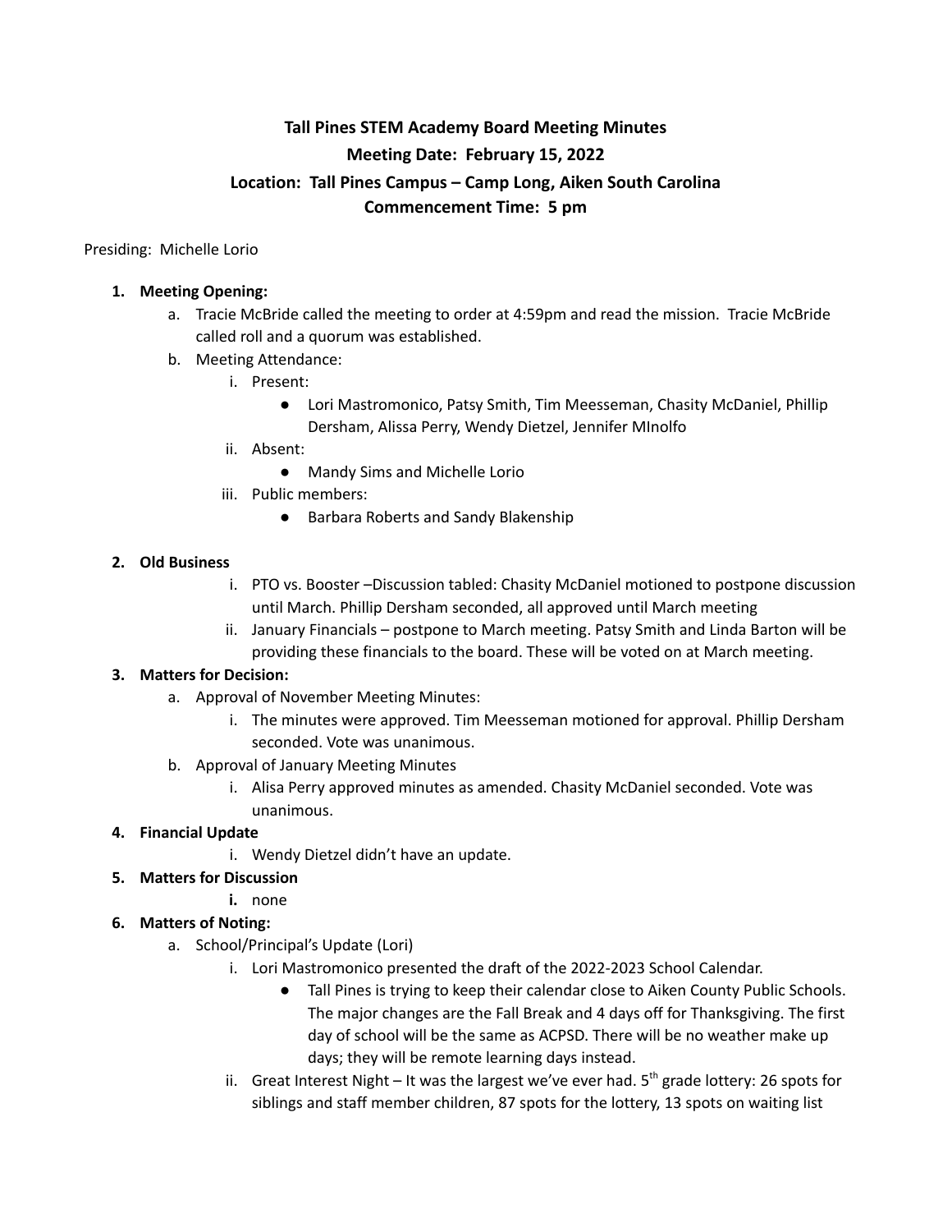# Tall Pines STEM Academy Board Meeting Minutes

**Meeting Date: February 15, 2022**

**Location: Tall Pines Campus – Camp Long, Aiken South Carolina**

**Commencement Time: 5 pm**

Presiding: Michelle Lorio

1. **Meeting Opening:**
   a. Tracie McBride called the meeting to order at 4:59pm and read the mission. Tracie McBride called roll and a quorum was established.
   b. Meeting Attendance:
      i. Present:
         - Lori Mastromonico, Patsy Smith, Tim Meesseman, Chasity McDaniel, Phillip Dersham, Alissa Perry, Wendy Dietzel, Jennifer MInolfo
      ii. Absent:
         - Mandy Sims and Michelle Lorio
      iii. Public members:
         - Barbara Roberts and Sandy Blakenship

2. **Old Business**
   i. PTO vs. Booster –Discussion tabled: Chasity McDaniel motioned to postpone discussion until March. Phillip Dersham seconded, all approved until March meeting
   ii. January Financials – postpone to March meeting. Patsy Smith and Linda Barton will be providing these financials to the board. These will be voted on at March meeting.

3. **Matters for Decision:**
   a. Approval of November Meeting Minutes:
      i. The minutes were approved. Tim Meesseman motioned for approval. Phillip Dersham seconded. Vote was unanimous.
   b. Approval of January Meeting Minutes
      i. Alisa Perry approved minutes as amended. Chasity McDaniel seconded. Vote was unanimous.

4. **Financial Update**
   i. Wendy Dietzel didn't have an update.

5. **Matters for Discussion**
   **i.** none

6. **Matters of Noting:**
   a. School/Principal's Update (Lori)
      i. Lori Mastromonico presented the draft of the 2022-2023 School Calendar.
         - Tall Pines is trying to keep their calendar close to Aiken County Public Schools. The major changes are the Fall Break and 4 days off for Thanksgiving. The first day of school will be the same as ACPSD. There will be no weather make up days; they will be remote learning days instead.
      ii. Great Interest Night – It was the largest we've ever had. 5th grade lottery: 26 spots for siblings and staff member children, 87 spots for the lottery, 13 spots on waiting list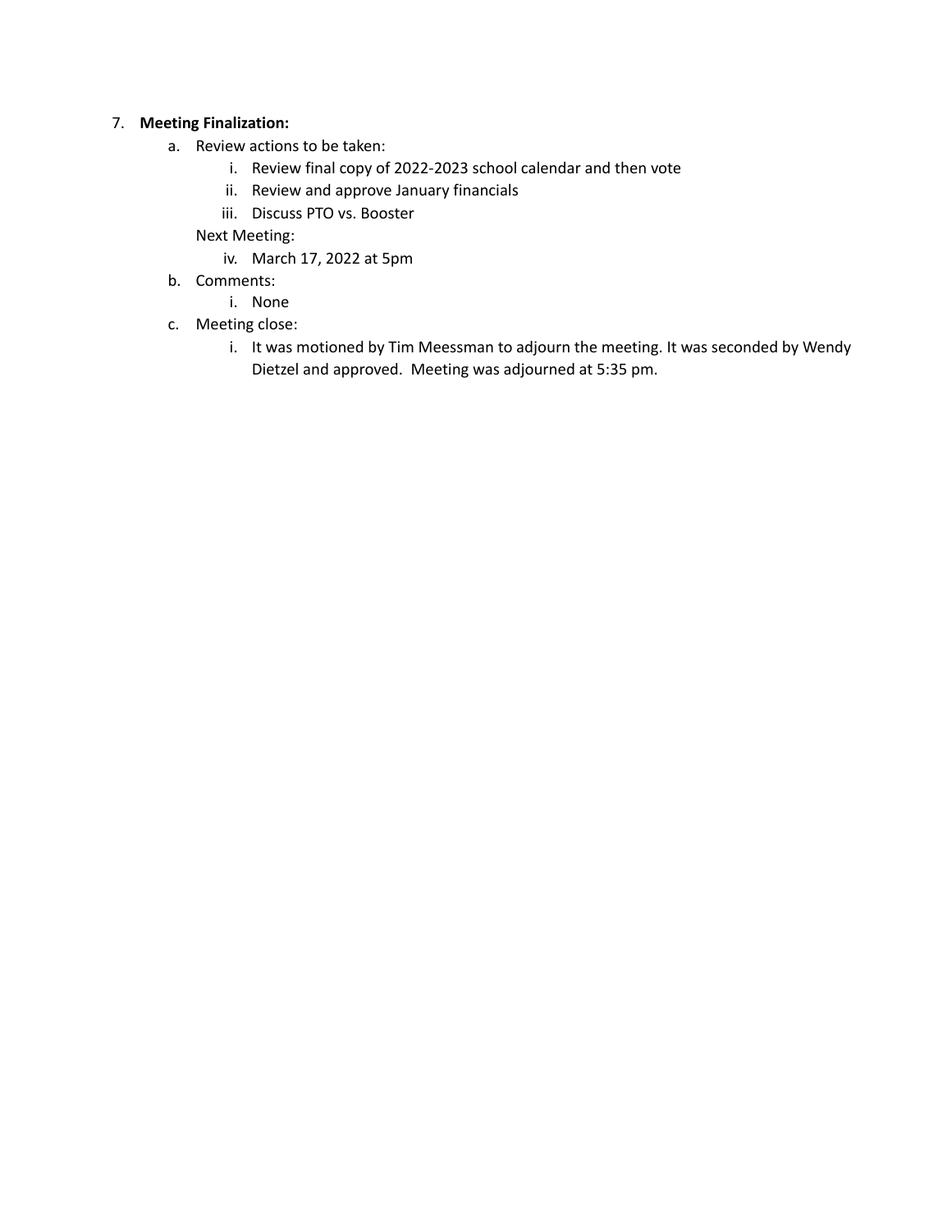7. **Meeting Finalization:**
    a. Review actions to be taken:
        i. Review final copy of 2022-2023 school calendar and then vote
        ii. Review and approve January financials
        iii. Discuss PTO vs. Booster

       Next Meeting:

        iv. March 17, 2022 at 5pm

    b. Comments:
        i. None
    c. Meeting close:
        i. It was motioned by Tim Meessman to adjourn the meeting. It was seconded by Wendy Dietzel and approved. Meeting was adjourned at 5:35 pm.